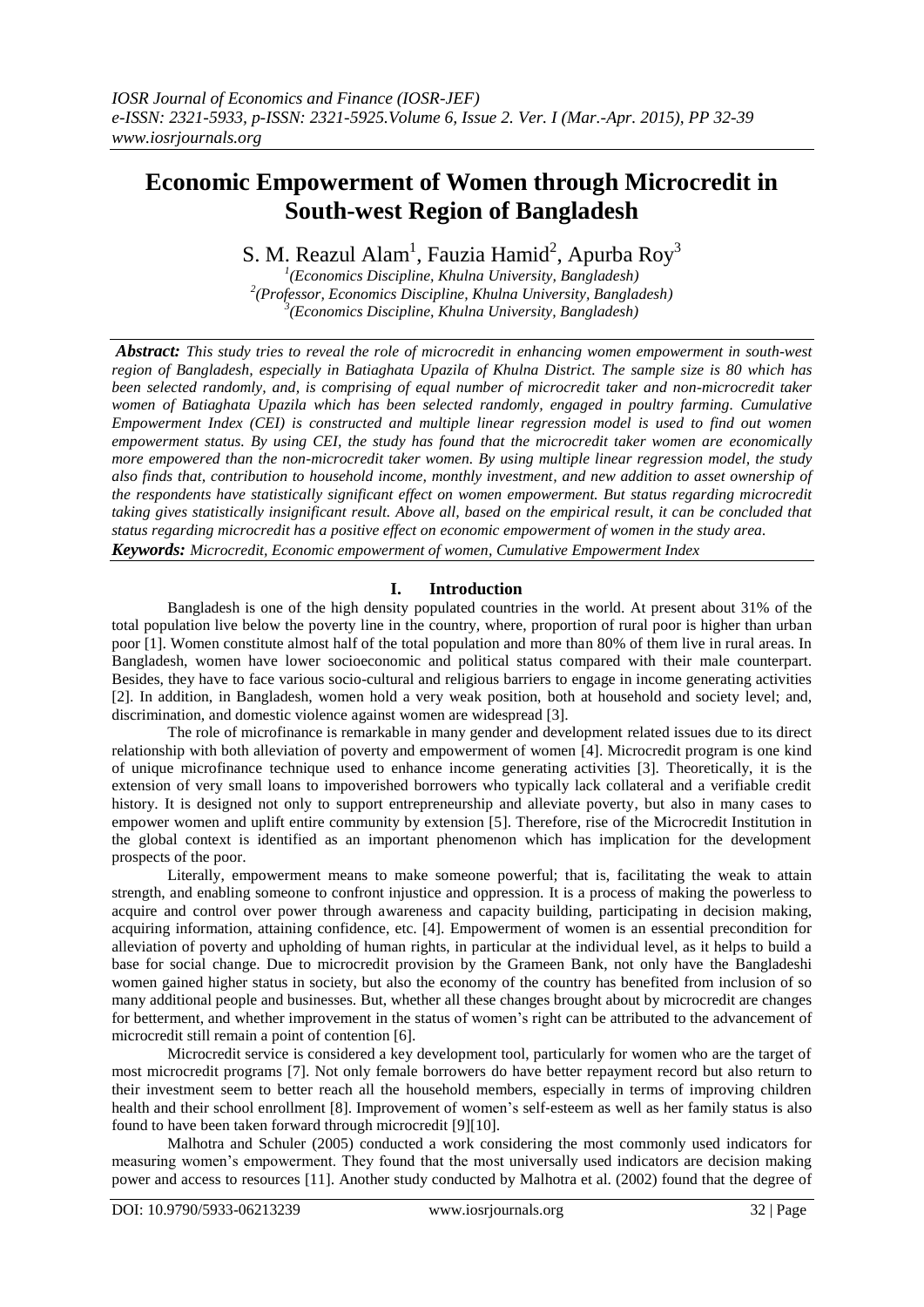# Economic Empowerment of Women through Microcredit in South-west Region of Bangladesh

S. M. Reazul Alam[1], Fauzia Hamid[2], Apurba Roy[3]

[1](Economics Discipline, Khulna University, Bangladesh)
[2](Professor, Economics Discipline, Khulna University, Bangladesh)
[3](Economics Discipline, Khulna University, Bangladesh)

***Abstract:*** *This study tries to reveal the role of microcredit in enhancing women empowerment in south-west region of Bangladesh, especially in Batiaghata Upazila of Khulna District. The sample size is 80 which has been selected randomly, and, is comprising of equal number of microcredit taker and non-microcredit taker women of Batiaghata Upazila which has been selected randomly, engaged in poultry farming. Cumulative Empowerment Index (CEI) is constructed and multiple linear regression model is used to find out women empowerment status. By using CEI, the study has found that the microcredit taker women are economically more empowered than the non-microcredit taker women. By using multiple linear regression model, the study also finds that, contribution to household income, monthly investment, and new addition to asset ownership of the respondents have statistically significant effect on women empowerment. But status regarding microcredit taking gives statistically insignificant result. Above all, based on the empirical result, it can be concluded that status regarding microcredit has a positive effect on economic empowerment of women in the study area.*

***Keywords:*** *Microcredit, Economic empowerment of women, Cumulative Empowerment Index*

## I. Introduction

Bangladesh is one of the high density populated countries in the world. At present about 31% of the total population live below the poverty line in the country, where, proportion of rural poor is higher than urban poor [1]. Women constitute almost half of the total population and more than 80% of them live in rural areas. In Bangladesh, women have lower socioeconomic and political status compared with their male counterpart. Besides, they have to face various socio-cultural and religious barriers to engage in income generating activities [2]. In addition, in Bangladesh, women hold a very weak position, both at household and society level; and, discrimination, and domestic violence against women are widespread [3].

The role of microfinance is remarkable in many gender and development related issues due to its direct relationship with both alleviation of poverty and empowerment of women [4]. Microcredit program is one kind of unique microfinance technique used to enhance income generating activities [3]. Theoretically, it is the extension of very small loans to impoverished borrowers who typically lack collateral and a verifiable credit history. It is designed not only to support entrepreneurship and alleviate poverty, but also in many cases to empower women and uplift entire community by extension [5]. Therefore, rise of the Microcredit Institution in the global context is identified as an important phenomenon which has implication for the development prospects of the poor.

Literally, empowerment means to make someone powerful; that is, facilitating the weak to attain strength, and enabling someone to confront injustice and oppression. It is a process of making the powerless to acquire and control over power through awareness and capacity building, participating in decision making, acquiring information, attaining confidence, etc. [4]. Empowerment of women is an essential precondition for alleviation of poverty and upholding of human rights, in particular at the individual level, as it helps to build a base for social change. Due to microcredit provision by the Grameen Bank, not only have the Bangladeshi women gained higher status in society, but also the economy of the country has benefited from inclusion of so many additional people and businesses. But, whether all these changes brought about by microcredit are changes for betterment, and whether improvement in the status of women's right can be attributed to the advancement of microcredit still remain a point of contention [6].

Microcredit service is considered a key development tool, particularly for women who are the target of most microcredit programs [7]. Not only female borrowers do have better repayment record but also return to their investment seem to better reach all the household members, especially in terms of improving children health and their school enrollment [8]. Improvement of women's self-esteem as well as her family status is also found to have been taken forward through microcredit [9][10].

Malhotra and Schuler (2005) conducted a work considering the most commonly used indicators for measuring women's empowerment. They found that the most universally used indicators are decision making power and access to resources [11]. Another study conducted by Malhotra et al. (2002) found that the degree of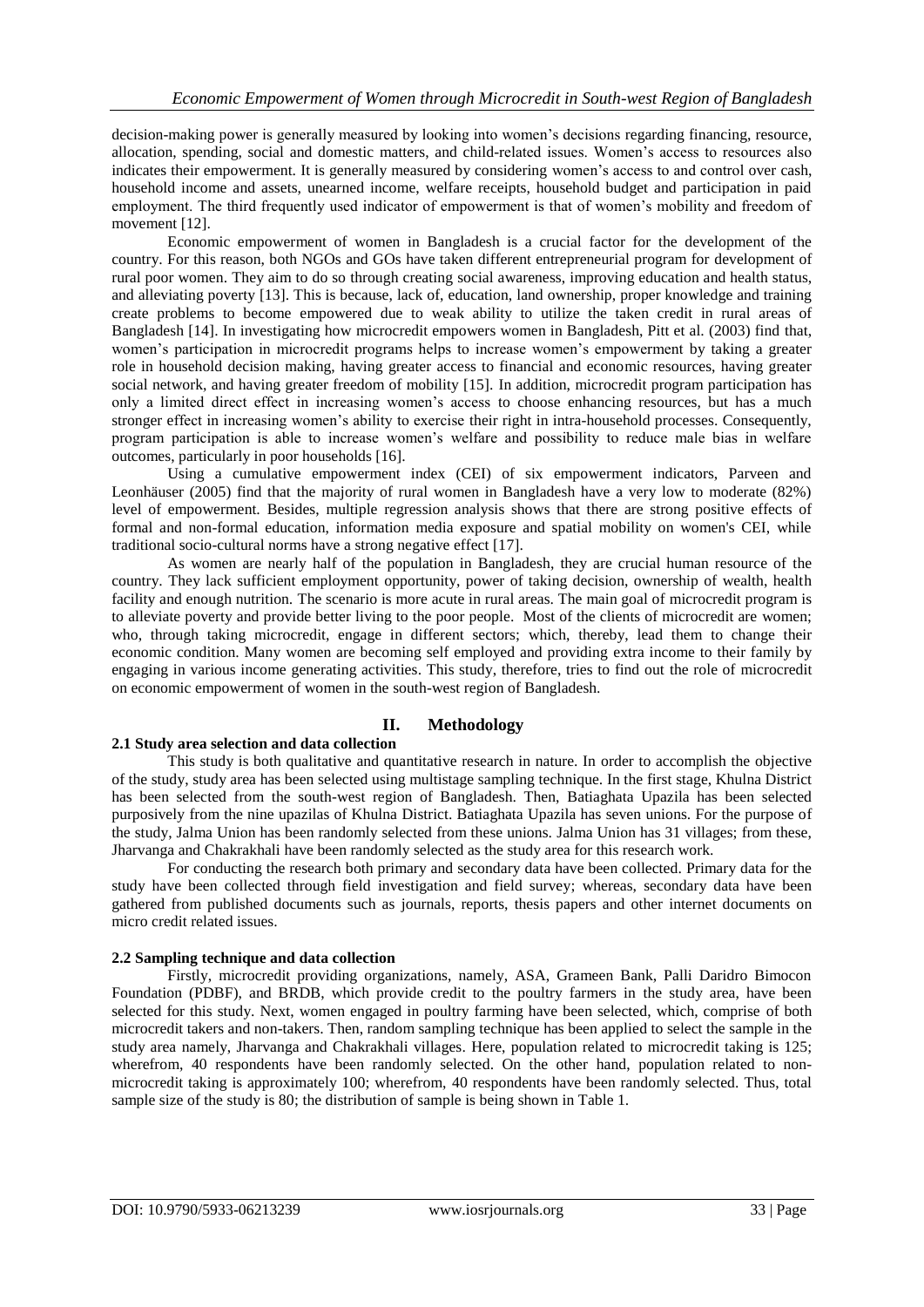decision-making power is generally measured by looking into women's decisions regarding financing, resource, allocation, spending, social and domestic matters, and child-related issues. Women's access to resources also indicates their empowerment. It is generally measured by considering women's access to and control over cash, household income and assets, unearned income, welfare receipts, household budget and participation in paid employment. The third frequently used indicator of empowerment is that of women's mobility and freedom of movement [12].

Economic empowerment of women in Bangladesh is a crucial factor for the development of the country. For this reason, both NGOs and GOs have taken different entrepreneurial program for development of rural poor women. They aim to do so through creating social awareness, improving education and health status, and alleviating poverty [13]. This is because, lack of, education, land ownership, proper knowledge and training create problems to become empowered due to weak ability to utilize the taken credit in rural areas of Bangladesh [14]. In investigating how microcredit empowers women in Bangladesh, Pitt et al. (2003) find that, women's participation in microcredit programs helps to increase women's empowerment by taking a greater role in household decision making, having greater access to financial and economic resources, having greater social network, and having greater freedom of mobility [15]. In addition, microcredit program participation has only a limited direct effect in increasing women's access to choose enhancing resources, but has a much stronger effect in increasing women's ability to exercise their right in intra-household processes. Consequently, program participation is able to increase women's welfare and possibility to reduce male bias in welfare outcomes, particularly in poor households [16].

Using a cumulative empowerment index (CEI) of six empowerment indicators, Parveen and Leonhäuser (2005) find that the majority of rural women in Bangladesh have a very low to moderate (82%) level of empowerment. Besides, multiple regression analysis shows that there are strong positive effects of formal and non-formal education, information media exposure and spatial mobility on women's CEI, while traditional socio-cultural norms have a strong negative effect [17].

As women are nearly half of the population in Bangladesh, they are crucial human resource of the country. They lack sufficient employment opportunity, power of taking decision, ownership of wealth, health facility and enough nutrition. The scenario is more acute in rural areas. The main goal of microcredit program is to alleviate poverty and provide better living to the poor people. Most of the clients of microcredit are women; who, through taking microcredit, engage in different sectors; which, thereby, lead them to change their economic condition. Many women are becoming self employed and providing extra income to their family by engaging in various income generating activities. This study, therefore, tries to find out the role of microcredit on economic empowerment of women in the south-west region of Bangladesh.

## II. Methodology

### 2.1 Study area selection and data collection

This study is both qualitative and quantitative research in nature. In order to accomplish the objective of the study, study area has been selected using multistage sampling technique. In the first stage, Khulna District has been selected from the south-west region of Bangladesh. Then, Batiaghata Upazila has been selected purposively from the nine upazilas of Khulna District. Batiaghata Upazila has seven unions. For the purpose of the study, Jalma Union has been randomly selected from these unions. Jalma Union has 31 villages; from these, Jharvanga and Chakrakhali have been randomly selected as the study area for this research work.

For conducting the research both primary and secondary data have been collected. Primary data for the study have been collected through field investigation and field survey; whereas, secondary data have been gathered from published documents such as journals, reports, thesis papers and other internet documents on micro credit related issues.

### 2.2 Sampling technique and data collection

Firstly, microcredit providing organizations, namely, ASA, Grameen Bank, Palli Daridro Bimocon Foundation (PDBF), and BRDB, which provide credit to the poultry farmers in the study area, have been selected for this study. Next, women engaged in poultry farming have been selected, which, comprise of both microcredit takers and non-takers. Then, random sampling technique has been applied to select the sample in the study area namely, Jharvanga and Chakrakhali villages. Here, population related to microcredit taking is 125; wherefrom, 40 respondents have been randomly selected. On the other hand, population related to non-microcredit taking is approximately 100; wherefrom, 40 respondents have been randomly selected. Thus, total sample size of the study is 80; the distribution of sample is being shown in Table 1.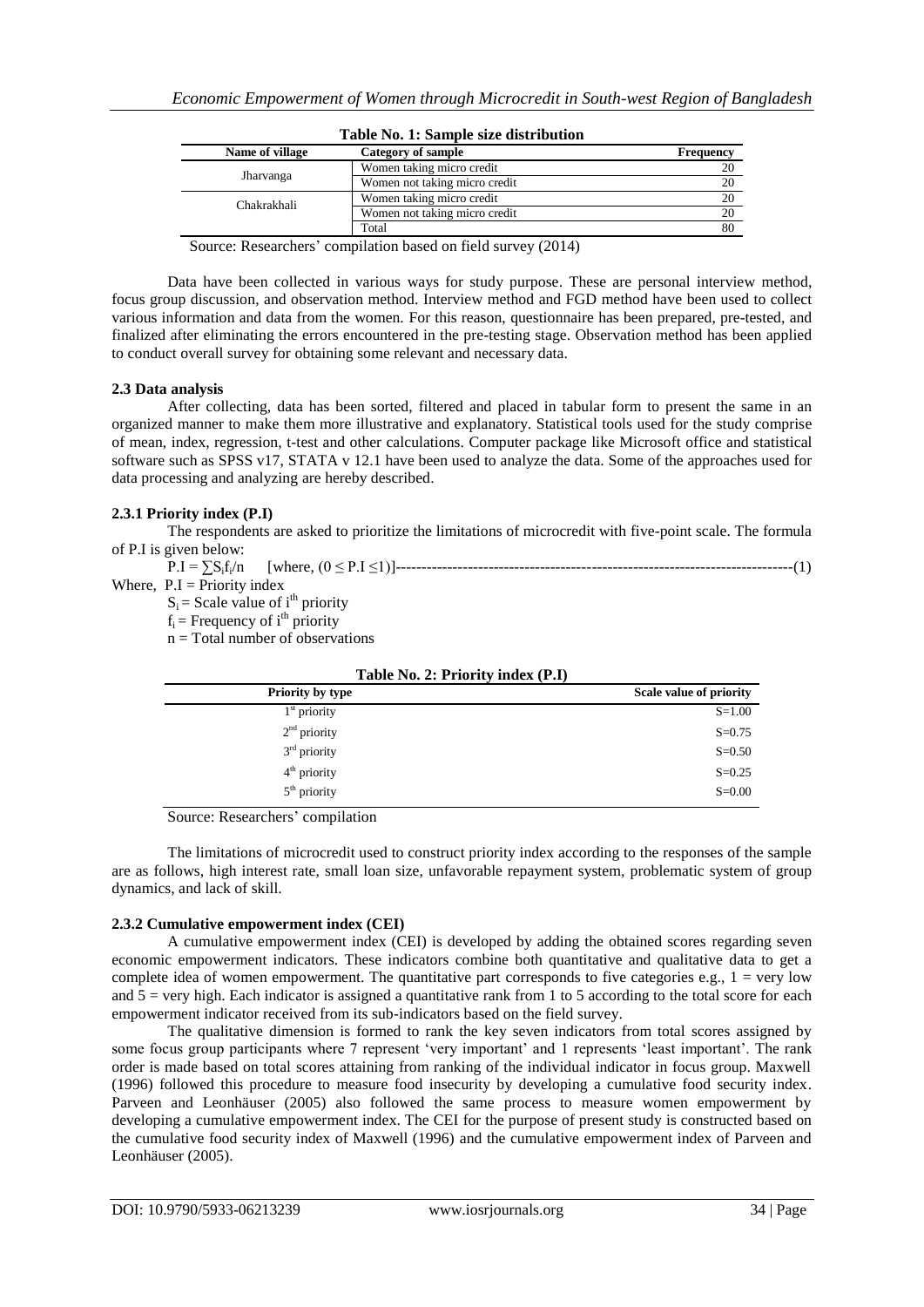**Table No. 1: Sample size distribution**

| Name of village | Category of sample | Frequency |
|---|---|---|
| Jharvanga | Women taking micro credit | 20 |
| | Women not taking micro credit | 20 |
| Chakrakhali | Women taking micro credit | 20 |
| | Women not taking micro credit | 20 |
| | Total | 80 |

Source: Researchers' compilation based on field survey (2014)

Data have been collected in various ways for study purpose. These are personal interview method, focus group discussion, and observation method. Interview method and FGD method have been used to collect various information and data from the women. For this reason, questionnaire has been prepared, pre-tested, and finalized after eliminating the errors encountered in the pre-testing stage. Observation method has been applied to conduct overall survey for obtaining some relevant and necessary data.

### 2.3 Data analysis

After collecting, data has been sorted, filtered and placed in tabular form to present the same in an organized manner to make them more illustrative and explanatory. Statistical tools used for the study comprise of mean, index, regression, t-test and other calculations. Computer package like Microsoft office and statistical software such as SPSS v17, STATA v 12.1 have been used to analyze the data. Some of the approaches used for data processing and analyzing are hereby described.

#### 2.3.1 Priority index (P.I)

The respondents are asked to prioritize the limitations of microcredit with five-point scale. The formula of P.I is given below:

$$P.I = \sum S_i f_i / n \quad [\text{where, } (0 \leq P.I \leq 1)] \qquad (1)$$

Where, P.I = Priority index

$S_i$ = Scale value of $i^{th}$ priority

$f_i$ = Frequency of $i^{th}$ priority

n = Total number of observations

**Table No. 2: Priority index (P.I)**

| Priority by type | Scale value of priority |
|---|---|
| 1st priority | S=1.00 |
| 2nd priority | S=0.75 |
| 3rd priority | S=0.50 |
| 4th priority | S=0.25 |
| 5th priority | S=0.00 |

Source: Researchers' compilation

The limitations of microcredit used to construct priority index according to the responses of the sample are as follows, high interest rate, small loan size, unfavorable repayment system, problematic system of group dynamics, and lack of skill.

#### 2.3.2 Cumulative empowerment index (CEI)

A cumulative empowerment index (CEI) is developed by adding the obtained scores regarding seven economic empowerment indicators. These indicators combine both quantitative and qualitative data to get a complete idea of women empowerment. The quantitative part corresponds to five categories e.g., 1 = very low and 5 = very high. Each indicator is assigned a quantitative rank from 1 to 5 according to the total score for each empowerment indicator received from its sub-indicators based on the field survey.

The qualitative dimension is formed to rank the key seven indicators from total scores assigned by some focus group participants where 7 represent 'very important' and 1 represents 'least important'. The rank order is made based on total scores attaining from ranking of the individual indicator in focus group. Maxwell (1996) followed this procedure to measure food insecurity by developing a cumulative food security index. Parveen and Leonhäuser (2005) also followed the same process to measure women empowerment by developing a cumulative empowerment index. The CEI for the purpose of present study is constructed based on the cumulative food security index of Maxwell (1996) and the cumulative empowerment index of Parveen and Leonhäuser (2005).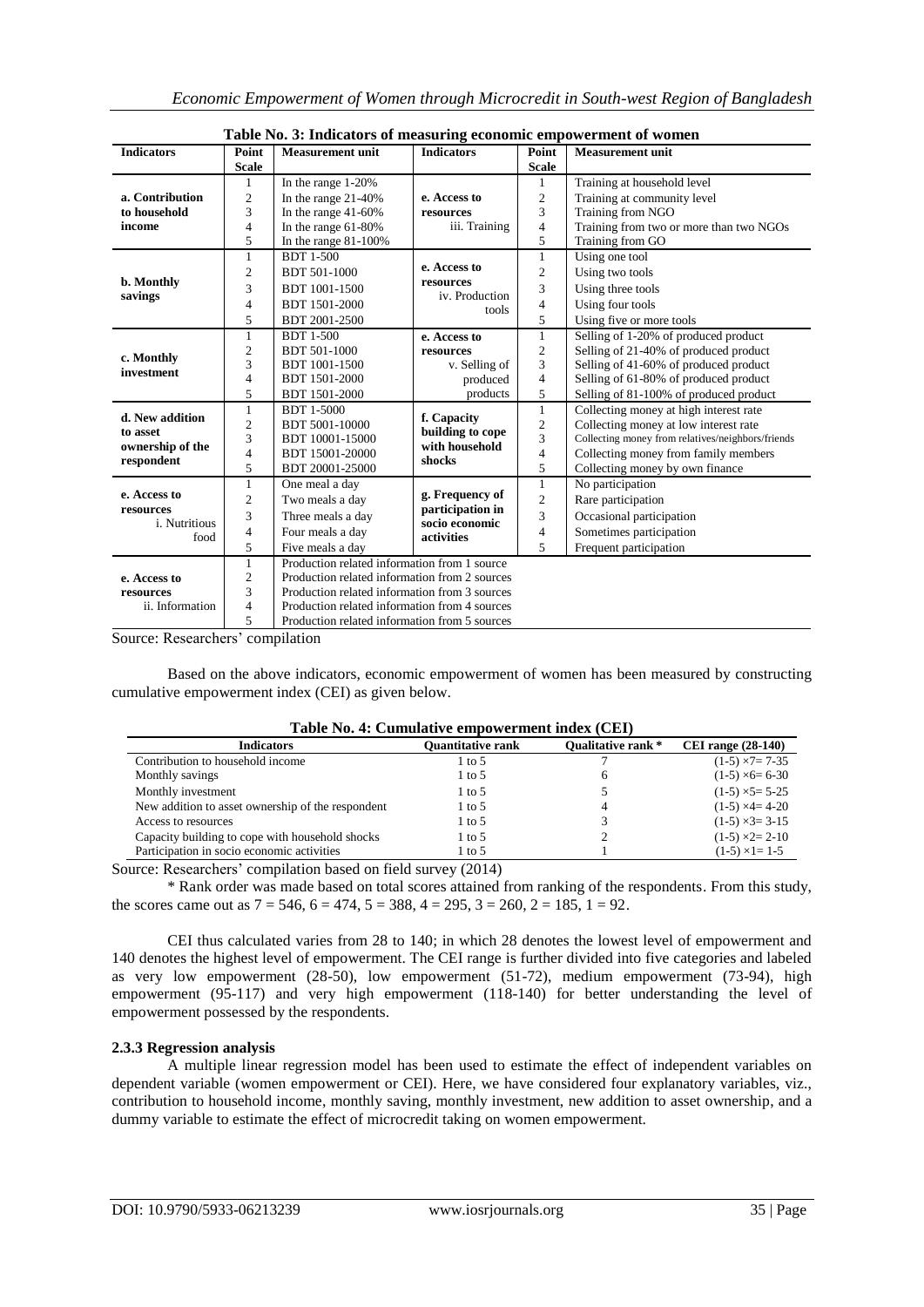**Table No. 3: Indicators of measuring economic empowerment of women**

| Indicators | Point Scale | Measurement unit | Indicators | Point Scale | Measurement unit |
|---|---|---|---|---|---|
| a. Contribution to household income | 1 | In the range 1-20% | e. Access to resources iii. Training | 1 | Training at household level |
| | 2 | In the range 21-40% | | 2 | Training at community level |
| | 3 | In the range 41-60% | | 3 | Training from NGO |
| | 4 | In the range 61-80% | | 4 | Training from two or more than two NGOs |
| | 5 | In the range 81-100% | | 5 | Training from GO |
| b. Monthly savings | 1 | BDT 1-500 | e. Access to resources iv. Production tools | 1 | Using one tool |
| | 2 | BDT 501-1000 | | 2 | Using two tools |
| | 3 | BDT 1001-1500 | | 3 | Using three tools |
| | 4 | BDT 1501-2000 | | 4 | Using four tools |
| | 5 | BDT 2001-2500 | | 5 | Using five or more tools |
| c. Monthly investment | 1 | BDT 1-500 | e. Access to resources v. Selling of produced products | 1 | Selling of 1-20% of produced product |
| | 2 | BDT 501-1000 | | 2 | Selling of 21-40% of produced product |
| | 3 | BDT 1001-1500 | | 3 | Selling of 41-60% of produced product |
| | 4 | BDT 1501-2000 | | 4 | Selling of 61-80% of produced product |
| | 5 | BDT 1501-2000 | | 5 | Selling of 81-100% of produced product |
| d. New addition to asset ownership of the respondent | 1 | BDT 1-5000 | f. Capacity building to cope with household shocks | 1 | Collecting money at high interest rate |
| | 2 | BDT 5001-10000 | | 2 | Collecting money at low interest rate |
| | 3 | BDT 10001-15000 | | 3 | Collecting money from relatives/neighbors/friends |
| | 4 | BDT 15001-20000 | | 4 | Collecting money from family members |
| | 5 | BDT 20001-25000 | | 5 | Collecting money by own finance |
| e. Access to resources i. Nutritious food | 1 | One meal a day | g. Frequency of participation in socio economic activities | 1 | No participation |
| | 2 | Two meals a day | | 2 | Rare participation |
| | 3 | Three meals a day | | 3 | Occasional participation |
| | 4 | Four meals a day | | 4 | Sometimes participation |
| | 5 | Five meals a day | | 5 | Frequent participation |
| e. Access to resources ii. Information | 1 | Production related information from 1 source | | | |
| | 2 | Production related information from 2 sources | | | |
| | 3 | Production related information from 3 sources | | | |
| | 4 | Production related information from 4 sources | | | |
| | 5 | Production related information from 5 sources | | | |

Source: Researchers' compilation

Based on the above indicators, economic empowerment of women has been measured by constructing cumulative empowerment index (CEI) as given below.

**Table No. 4: Cumulative empowerment index (CEI)**

| Indicators | Quantitative rank | Qualitative rank * | CEI range (28-140) |
|---|---|---|---|
| Contribution to household income | 1 to 5 | 7 | (1-5) ×7= 7-35 |
| Monthly savings | 1 to 5 | 6 | (1-5) ×6= 6-30 |
| Monthly investment | 1 to 5 | 5 | (1-5) ×5= 5-25 |
| New addition to asset ownership of the respondent | 1 to 5 | 4 | (1-5) ×4= 4-20 |
| Access to resources | 1 to 5 | 3 | (1-5) ×3= 3-15 |
| Capacity building to cope with household shocks | 1 to 5 | 2 | (1-5) ×2= 2-10 |
| Participation in socio economic activities | 1 to 5 | 1 | (1-5) ×1= 1-5 |

Source: Researchers' compilation based on field survey (2014)

\* Rank order was made based on total scores attained from ranking of the respondents. From this study, the scores came out as 7 = 546, 6 = 474, 5 = 388, 4 = 295, 3 = 260, 2 = 185, 1 = 92.

CEI thus calculated varies from 28 to 140; in which 28 denotes the lowest level of empowerment and 140 denotes the highest level of empowerment. The CEI range is further divided into five categories and labeled as very low empowerment (28-50), low empowerment (51-72), medium empowerment (73-94), high empowerment (95-117) and very high empowerment (118-140) for better understanding the level of empowerment possessed by the respondents.

### 2.3.3 Regression analysis

A multiple linear regression model has been used to estimate the effect of independent variables on dependent variable (women empowerment or CEI). Here, we have considered four explanatory variables, viz., contribution to household income, monthly saving, monthly investment, new addition to asset ownership, and a dummy variable to estimate the effect of microcredit taking on women empowerment.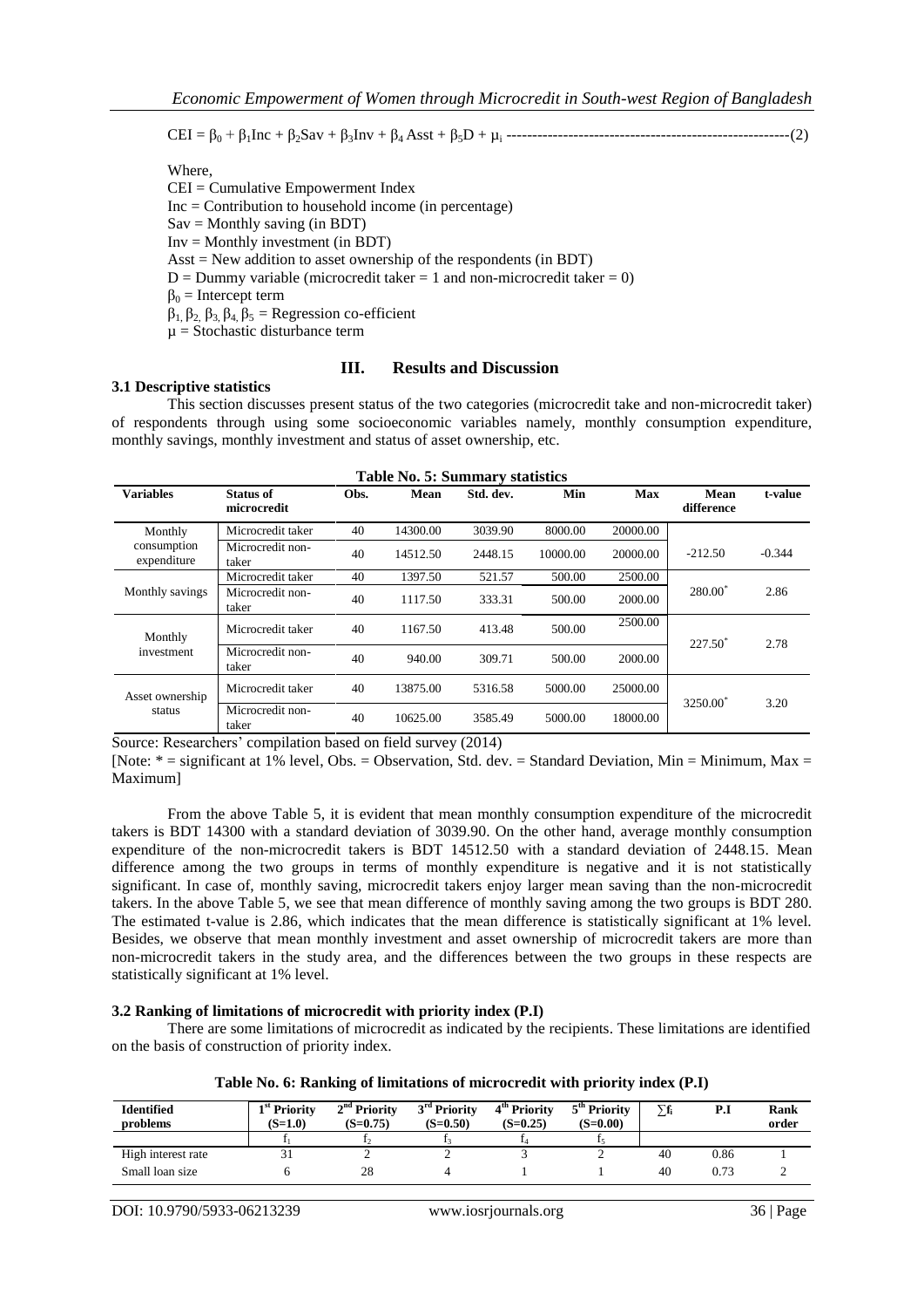$$CEI = \beta_0 + \beta_1 Inc + \beta_2 Sav + \beta_3 Inv + \beta_4 Asst + \beta_5 D + \mu_i \text{ ------------------------------------------------------- }(2)$$

Where,

CEI = Cumulative Empowerment Index
Inc = Contribution to household income (in percentage)
Sav = Monthly saving (in BDT)
Inv = Monthly investment (in BDT)
Asst = New addition to asset ownership of the respondents (in BDT)
D = Dummy variable (microcredit taker = 1 and non-microcredit taker = 0)
$\beta_0$ = Intercept term
$\beta_1, \beta_2, \beta_3, \beta_4, \beta_5$ = Regression co-efficient
$\mu$ = Stochastic disturbance term

## III. Results and Discussion

### 3.1 Descriptive statistics

This section discusses present status of the two categories (microcredit take and non-microcredit taker) of respondents through using some socioeconomic variables namely, monthly consumption expenditure, monthly savings, monthly investment and status of asset ownership, etc.

**Table No. 5: Summary statistics**

| Variables | Status of microcredit | Obs. | Mean | Std. dev. | Min | Max | Mean difference | t-value |
|---|---|---|---|---|---|---|---|---|
| Monthly consumption expenditure | Microcredit taker | 40 | 14300.00 | 3039.90 | 8000.00 | 20000.00 | -212.50 | -0.344 |
| | Microcredit non-taker | 40 | 14512.50 | 2448.15 | 10000.00 | 20000.00 | | |
| Monthly savings | Microcredit taker | 40 | 1397.50 | 521.57 | 500.00 | 2500.00 | 280.00* | 2.86 |
| | Microcredit non-taker | 40 | 1117.50 | 333.31 | 500.00 | 2000.00 | | |
| Monthly investment | Microcredit taker | 40 | 1167.50 | 413.48 | 500.00 | 2500.00 | 227.50* | 2.78 |
| | Microcredit non-taker | 40 | 940.00 | 309.71 | 500.00 | 2000.00 | | |
| Asset ownership status | Microcredit taker | 40 | 13875.00 | 5316.58 | 5000.00 | 25000.00 | 3250.00* | 3.20 |
| | Microcredit non-taker | 40 | 10625.00 | 3585.49 | 5000.00 | 18000.00 | | |

Source: Researchers' compilation based on field survey (2014)

[Note: * = significant at 1% level, Obs. = Observation, Std. dev. = Standard Deviation, Min = Minimum, Max = Maximum]

From the above Table 5, it is evident that mean monthly consumption expenditure of the microcredit takers is BDT 14300 with a standard deviation of 3039.90. On the other hand, average monthly consumption expenditure of the non-microcredit takers is BDT 14512.50 with a standard deviation of 2448.15. Mean difference among the two groups in terms of monthly expenditure is negative and it is not statistically significant. In case of, monthly saving, microcredit takers enjoy larger mean saving than the non-microcredit takers. In the above Table 5, we see that mean difference of monthly saving among the two groups is BDT 280. The estimated t-value is 2.86, which indicates that the mean difference is statistically significant at 1% level. Besides, we observe that mean monthly investment and asset ownership of microcredit takers are more than non-microcredit takers in the study area, and the differences between the two groups in these respects are statistically significant at 1% level.

### 3.2 Ranking of limitations of microcredit with priority index (P.I)

There are some limitations of microcredit as indicated by the recipients. These limitations are identified on the basis of construction of priority index.

**Table No. 6: Ranking of limitations of microcredit with priority index (P.I)**

| Identified problems | 1st Priority (S=1.0) | 2nd Priority (S=0.75) | 3rd Priority (S=0.50) | 4th Priority (S=0.25) | 5th Priority (S=0.00) | $\sum f_i$ | P.I | Rank order |
|---|---|---|---|---|---|---|---|---|
| | $f_1$ | $f_2$ | $f_3$ | $f_4$ | $f_5$ | | | |
| High interest rate | 31 | 2 | 2 | 3 | 2 | 40 | 0.86 | 1 |
| Small loan size | 6 | 28 | 4 | 1 | 1 | 40 | 0.73 | 2 |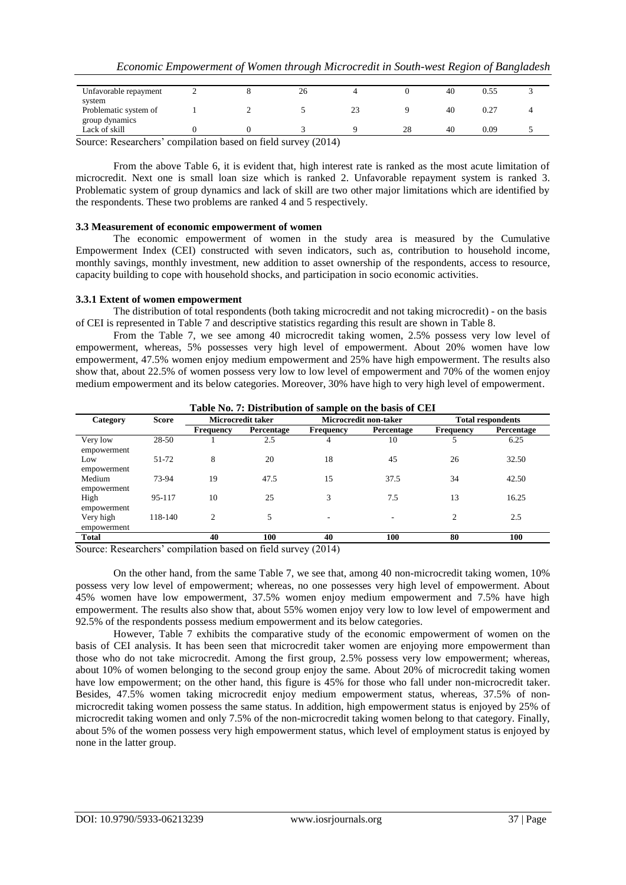| Unfavorable repayment system | 2 | 8 | 26 | 4 | 0 | 40 | 0.55 | 3 |
|---|---|---|---|---|---|---|---|---|
| Problematic system of group dynamics | 1 | 2 | 5 | 23 | 9 | 40 | 0.27 | 4 |
| Lack of skill | 0 | 0 | 3 | 9 | 28 | 40 | 0.09 | 5 |

Source: Researchers' compilation based on field survey (2014)

From the above Table 6, it is evident that, high interest rate is ranked as the most acute limitation of microcredit. Next one is small loan size which is ranked 2. Unfavorable repayment system is ranked 3. Problematic system of group dynamics and lack of skill are two other major limitations which are identified by the respondents. These two problems are ranked 4 and 5 respectively.

### 3.3 Measurement of economic empowerment of women

The economic empowerment of women in the study area is measured by the Cumulative Empowerment Index (CEI) constructed with seven indicators, such as, contribution to household income, monthly savings, monthly investment, new addition to asset ownership of the respondents, access to resource, capacity building to cope with household shocks, and participation in socio economic activities.

#### 3.3.1 Extent of women empowerment

The distribution of total respondents (both taking microcredit and not taking microcredit) - on the basis of CEI is represented in Table 7 and descriptive statistics regarding this result are shown in Table 8.

From the Table 7, we see among 40 microcredit taking women, 2.5% possess very low level of empowerment, whereas, 5% possesses very high level of empowerment. About 20% women have low empowerment, 47.5% women enjoy medium empowerment and 25% have high empowerment. The results also show that, about 22.5% of women possess very low to low level of empowerment and 70% of the women enjoy medium empowerment and its below categories. Moreover, 30% have high to very high level of empowerment.

**Table No. 7: Distribution of sample on the basis of CEI**

| Category | Score | Microcredit taker | | Microcredit non-taker | | Total respondents | |
|---|---|---|---|---|---|---|---|
| | | **Frequency** | **Percentage** | **Frequency** | **Percentage** | **Frequency** | **Percentage** |
| Very low empowerment | 28-50 | 1 | 2.5 | 4 | 10 | 5 | 6.25 |
| Low empowerment | 51-72 | 8 | 20 | 18 | 45 | 26 | 32.50 |
| Medium empowerment | 73-94 | 19 | 47.5 | 15 | 37.5 | 34 | 42.50 |
| High empowerment | 95-117 | 10 | 25 | 3 | 7.5 | 13 | 16.25 |
| Very high empowerment | 118-140 | 2 | 5 | - | - | 2 | 2.5 |
| **Total** | | **40** | **100** | **40** | **100** | **80** | **100** |

Source: Researchers' compilation based on field survey (2014)

On the other hand, from the same Table 7, we see that, among 40 non-microcredit taking women, 10% possess very low level of empowerment; whereas, no one possesses very high level of empowerment. About 45% women have low empowerment, 37.5% women enjoy medium empowerment and 7.5% have high empowerment. The results also show that, about 55% women enjoy very low to low level of empowerment and 92.5% of the respondents possess medium empowerment and its below categories.

However, Table 7 exhibits the comparative study of the economic empowerment of women on the basis of CEI analysis. It has been seen that microcredit taker women are enjoying more empowerment than those who do not take microcredit. Among the first group, 2.5% possess very low empowerment; whereas, about 10% of women belonging to the second group enjoy the same. About 20% of microcredit taking women have low empowerment; on the other hand, this figure is 45% for those who fall under non-microcredit taker. Besides, 47.5% women taking microcredit enjoy medium empowerment status, whereas, 37.5% of non-microcredit taking women possess the same status. In addition, high empowerment status is enjoyed by 25% of microcredit taking women and only 7.5% of the non-microcredit taking women belong to that category. Finally, about 5% of the women possess very high empowerment status, which level of employment status is enjoyed by none in the latter group.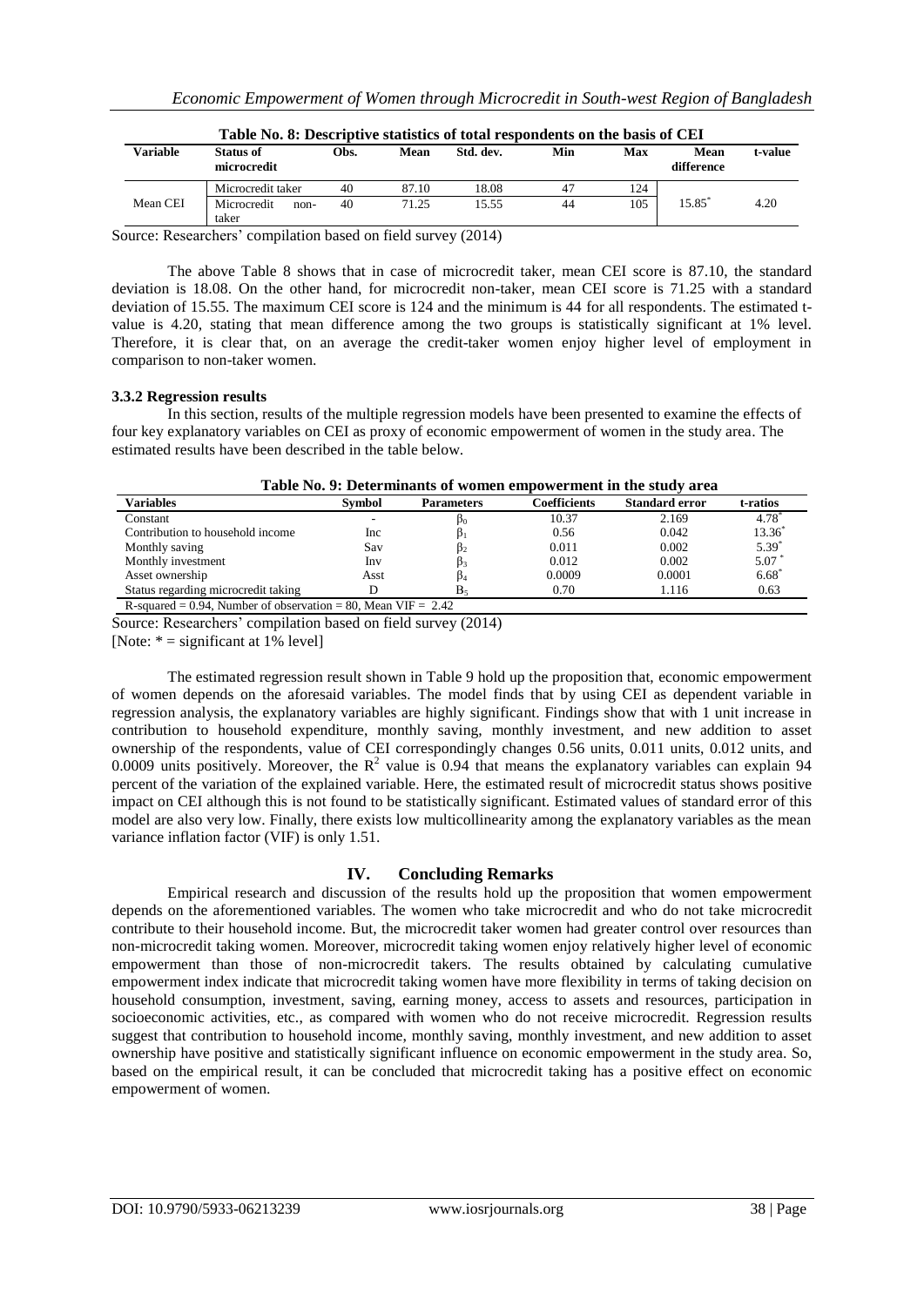**Table No. 8: Descriptive statistics of total respondents on the basis of CEI**

| Variable | Status of microcredit | Obs. | Mean | Std. dev. | Min | Max | Mean difference | t-value |
|---|---|---|---|---|---|---|---|---|
| Mean CEI | Microcredit taker | 40 | 87.10 | 18.08 | 47 | 124 | 15.85* | 4.20 |
| | Microcredit non-taker | 40 | 71.25 | 15.55 | 44 | 105 | | |

Source: Researchers' compilation based on field survey (2014)

The above Table 8 shows that in case of microcredit taker, mean CEI score is 87.10, the standard deviation is 18.08. On the other hand, for microcredit non-taker, mean CEI score is 71.25 with a standard deviation of 15.55. The maximum CEI score is 124 and the minimum is 44 for all respondents. The estimated t-value is 4.20, stating that mean difference among the two groups is statistically significant at 1% level. Therefore, it is clear that, on an average the credit-taker women enjoy higher level of employment in comparison to non-taker women.

### 3.3.2 Regression results

In this section, results of the multiple regression models have been presented to examine the effects of four key explanatory variables on CEI as proxy of economic empowerment of women in the study area. The estimated results have been described in the table below.

**Table No. 9: Determinants of women empowerment in the study area**

| Variables | Symbol | Parameters | Coefficients | Standard error | t-ratios |
|---|---|---|---|---|---|
| Constant | - | $\beta_0$ | 10.37 | 2.169 | 4.78* |
| Contribution to household income | Inc | $\beta_1$ | 0.56 | 0.042 | 13.36* |
| Monthly saving | Sav | $\beta_2$ | 0.011 | 0.002 | 5.39* |
| Monthly investment | Inv | $\beta_3$ | 0.012 | 0.002 | 5.07* |
| Asset ownership | Asst | $\beta_4$ | 0.0009 | 0.0001 | 6.68* |
| Status regarding microcredit taking | D | $B_5$ | 0.70 | 1.116 | 0.63 |
| R-squared = 0.94, Number of observation = 80, Mean VIF = 2.42 | | | | | |

Source: Researchers' compilation based on field survey (2014)

[Note: * = significant at 1% level]

The estimated regression result shown in Table 9 hold up the proposition that, economic empowerment of women depends on the aforesaid variables. The model finds that by using CEI as dependent variable in regression analysis, the explanatory variables are highly significant. Findings show that with 1 unit increase in contribution to household expenditure, monthly saving, monthly investment, and new addition to asset ownership of the respondents, value of CEI correspondingly changes 0.56 units, 0.011 units, 0.012 units, and 0.0009 units positively. Moreover, the $R^2$ value is 0.94 that means the explanatory variables can explain 94 percent of the variation of the explained variable. Here, the estimated result of microcredit status shows positive impact on CEI although this is not found to be statistically significant. Estimated values of standard error of this model are also very low. Finally, there exists low multicollinearity among the explanatory variables as the mean variance inflation factor (VIF) is only 1.51.

## IV. Concluding Remarks

Empirical research and discussion of the results hold up the proposition that women empowerment depends on the aforementioned variables. The women who take microcredit and who do not take microcredit contribute to their household income. But, the microcredit taker women had greater control over resources than non-microcredit taking women. Moreover, microcredit taking women enjoy relatively higher level of economic empowerment than those of non-microcredit takers. The results obtained by calculating cumulative empowerment index indicate that microcredit taking women have more flexibility in terms of taking decision on household consumption, investment, saving, earning money, access to assets and resources, participation in socioeconomic activities, etc., as compared with women who do not receive microcredit. Regression results suggest that contribution to household income, monthly saving, monthly investment, and new addition to asset ownership have positive and statistically significant influence on economic empowerment in the study area. So, based on the empirical result, it can be concluded that microcredit taking has a positive effect on economic empowerment of women.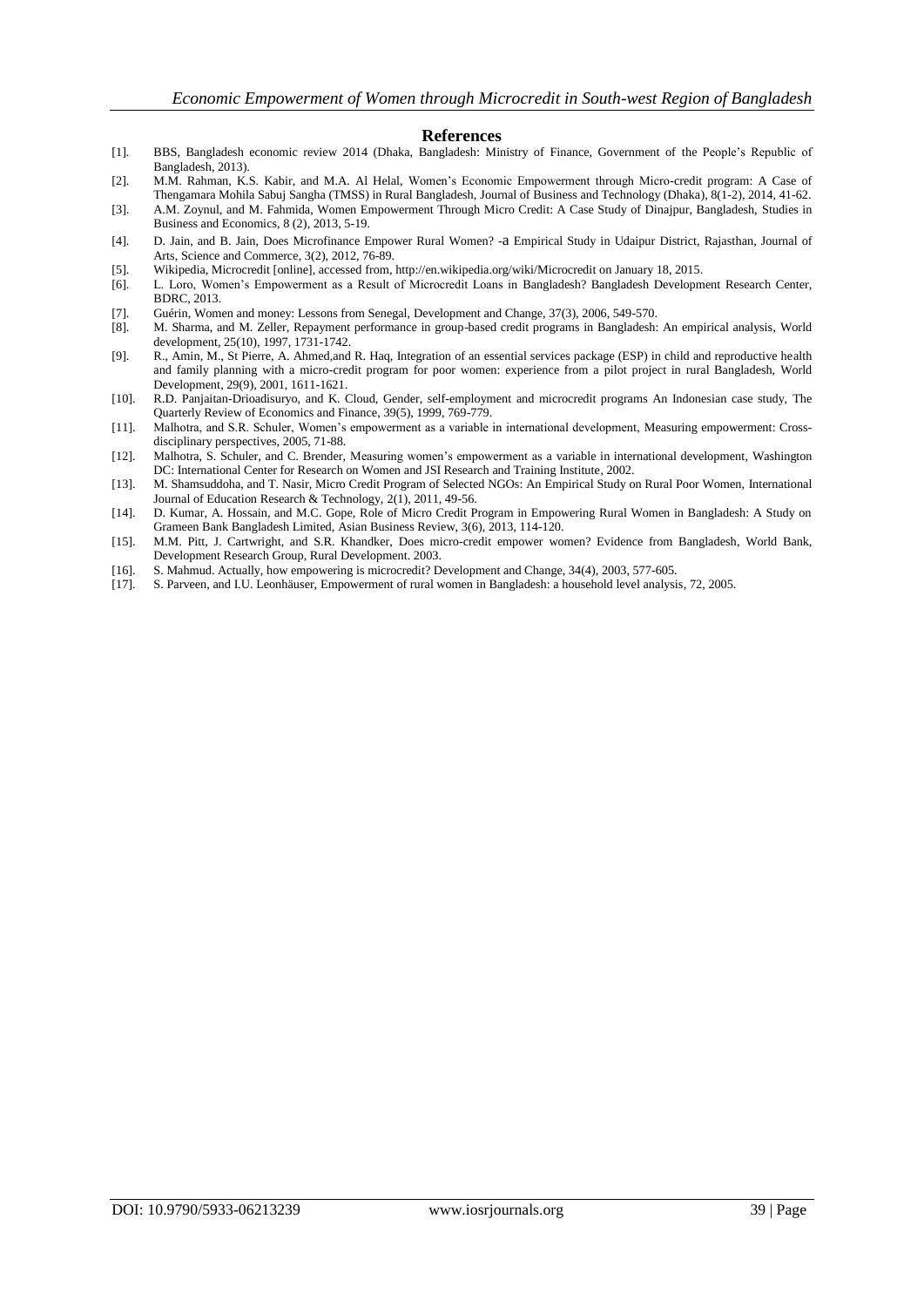## References

[1]. BBS, Bangladesh economic review 2014 (Dhaka, Bangladesh: Ministry of Finance, Government of the People's Republic of Bangladesh, 2013).

[2]. M.M. Rahman, K.S. Kabir, and M.A. Al Helal, Women's Economic Empowerment through Micro-credit program: A Case of Thengamara Mohila Sabuj Sangha (TMSS) in Rural Bangladesh, Journal of Business and Technology (Dhaka), 8(1-2), 2014, 41-62.

[3]. A.M. Zoynul, and M. Fahmida, Women Empowerment Through Micro Credit: A Case Study of Dinajpur, Bangladesh, Studies in Business and Economics, 8 (2), 2013, 5-19.

[4]. D. Jain, and B. Jain, Does Microfinance Empower Rural Women? -a Empirical Study in Udaipur District, Rajasthan, Journal of Arts, Science and Commerce, 3(2), 2012, 76-89.

[5]. Wikipedia, Microcredit [online], accessed from, http://en.wikipedia.org/wiki/Microcredit on January 18, 2015.

[6]. L. Loro, Women's Empowerment as a Result of Microcredit Loans in Bangladesh? Bangladesh Development Research Center, BDRC, 2013.

[7]. Guérin, Women and money: Lessons from Senegal, Development and Change, 37(3), 2006, 549-570.

[8]. M. Sharma, and M. Zeller, Repayment performance in group-based credit programs in Bangladesh: An empirical analysis, World development, 25(10), 1997, 1731-1742.

[9]. R., Amin, M., St Pierre, A. Ahmed,and R. Haq, Integration of an essential services package (ESP) in child and reproductive health and family planning with a micro-credit program for poor women: experience from a pilot project in rural Bangladesh, World Development, 29(9), 2001, 1611-1621.

[10]. R.D. Panjaitan-Drioadisuryo, and K. Cloud, Gender, self-employment and microcredit programs An Indonesian case study, The Quarterly Review of Economics and Finance, 39(5), 1999, 769-779.

[11]. Malhotra, and S.R. Schuler, Women's empowerment as a variable in international development, Measuring empowerment: Cross-disciplinary perspectives, 2005, 71-88.

[12]. Malhotra, S. Schuler, and C. Brender, Measuring women's empowerment as a variable in international development, Washington DC: International Center for Research on Women and JSI Research and Training Institute, 2002.

[13]. M. Shamsuddoha, and T. Nasir, Micro Credit Program of Selected NGOs: An Empirical Study on Rural Poor Women, International Journal of Education Research & Technology, 2(1), 2011, 49-56.

[14]. D. Kumar, A. Hossain, and M.C. Gope, Role of Micro Credit Program in Empowering Rural Women in Bangladesh: A Study on Grameen Bank Bangladesh Limited, Asian Business Review, 3(6), 2013, 114-120.

[15]. M.M. Pitt, J. Cartwright, and S.R. Khandker, Does micro-credit empower women? Evidence from Bangladesh, World Bank, Development Research Group, Rural Development. 2003.

[16]. S. Mahmud. Actually, how empowering is microcredit? Development and Change, 34(4), 2003, 577-605.

[17]. S. Parveen, and I.U. Leonhäuser, Empowerment of rural women in Bangladesh: a household level analysis, 72, 2005.